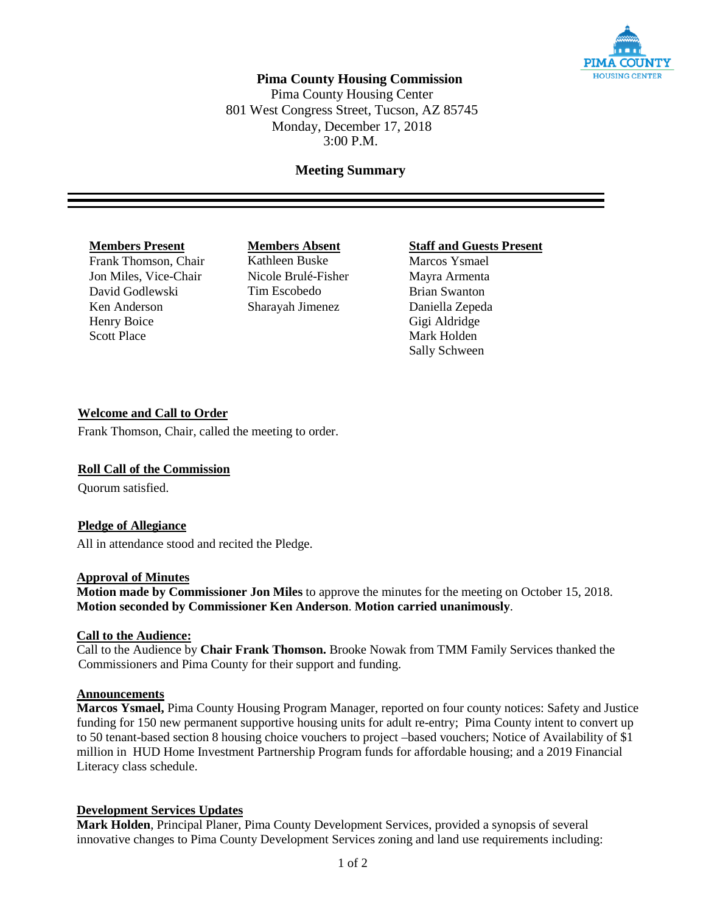# Pima County Housing Commission

Pima County Housing Center
801 West Congress Street, Tucson, AZ 85745
Monday, December 17, 2018
3:00 P.M.

## Meeting Summary

| Members Present | Members Absent | Staff and Guests Present |
|---|---|---|
| Frank Thomson, Chair | Kathleen Buske | Marcos Ysmael |
| Jon Miles, Vice-Chair | Nicole Brulé-Fisher | Mayra Armenta |
| David Godlewski | Tim Escobedo | Brian Swanton |
| Ken Anderson | Sharayah Jimenez | Daniella Zepeda |
| Henry Boice | | Gigi Aldridge |
| Scott Place | | Mark Holden |
| | | Sally Schween |

### Welcome and Call to Order

Frank Thomson, Chair, called the meeting to order.

### Roll Call of the Commission

Quorum satisfied.

### Pledge of Allegiance

All in attendance stood and recited the Pledge.

### Approval of Minutes

**Motion made by Commissioner Jon Miles** to approve the minutes for the meeting on October 15, 2018. **Motion seconded by Commissioner Ken Anderson**. **Motion carried unanimously**.

### Call to the Audience:

Call to the Audience by **Chair Frank Thomson.** Brooke Nowak from TMM Family Services thanked the Commissioners and Pima County for their support and funding.

### Announcements

**Marcos Ysmael,** Pima County Housing Program Manager, reported on four county notices: Safety and Justice funding for 150 new permanent supportive housing units for adult re-entry; Pima County intent to convert up to 50 tenant-based section 8 housing choice vouchers to project –based vouchers; Notice of Availability of $1 million in HUD Home Investment Partnership Program funds for affordable housing; and a 2019 Financial Literacy class schedule.

### Development Services Updates

**Mark Holden**, Principal Planer, Pima County Development Services, provided a synopsis of several innovative changes to Pima County Development Services zoning and land use requirements including: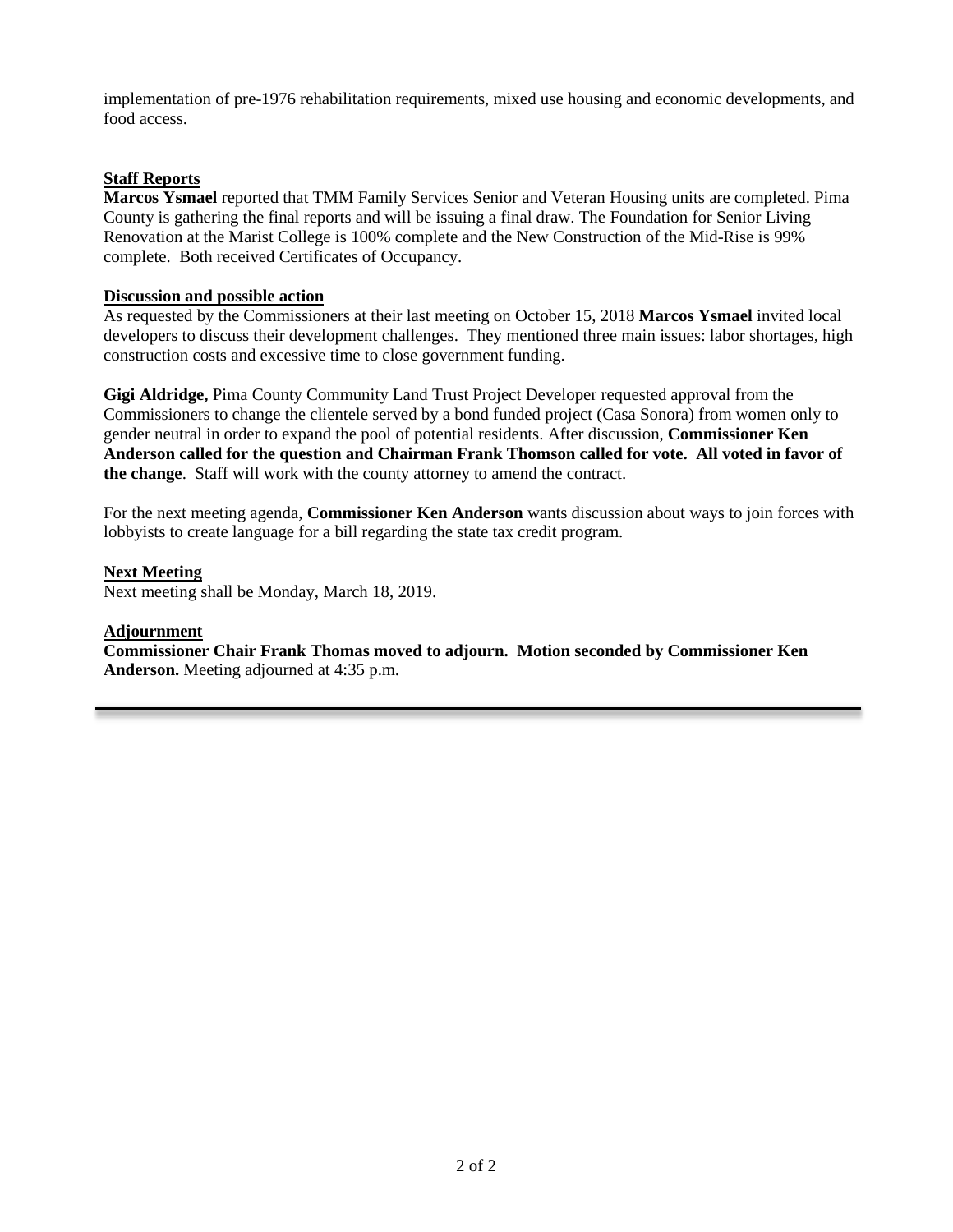implementation of pre-1976 rehabilitation requirements, mixed use housing and economic developments, and food access.

**Staff Reports**

**Marcos Ysmael** reported that TMM Family Services Senior and Veteran Housing units are completed. Pima County is gathering the final reports and will be issuing a final draw. The Foundation for Senior Living Renovation at the Marist College is 100% complete and the New Construction of the Mid-Rise is 99% complete. Both received Certificates of Occupancy.

**Discussion and possible action**

As requested by the Commissioners at their last meeting on October 15, 2018 **Marcos Ysmael** invited local developers to discuss their development challenges. They mentioned three main issues: labor shortages, high construction costs and excessive time to close government funding.

**Gigi Aldridge,** Pima County Community Land Trust Project Developer requested approval from the Commissioners to change the clientele served by a bond funded project (Casa Sonora) from women only to gender neutral in order to expand the pool of potential residents. After discussion, **Commissioner Ken Anderson called for the question and Chairman Frank Thomson called for vote. All voted in favor of the change**. Staff will work with the county attorney to amend the contract.

For the next meeting agenda, **Commissioner Ken Anderson** wants discussion about ways to join forces with lobbyists to create language for a bill regarding the state tax credit program.

**Next Meeting**

Next meeting shall be Monday, March 18, 2019.

**Adjournment**

**Commissioner Chair Frank Thomas moved to adjourn. Motion seconded by Commissioner Ken Anderson.** Meeting adjourned at 4:35 p.m.